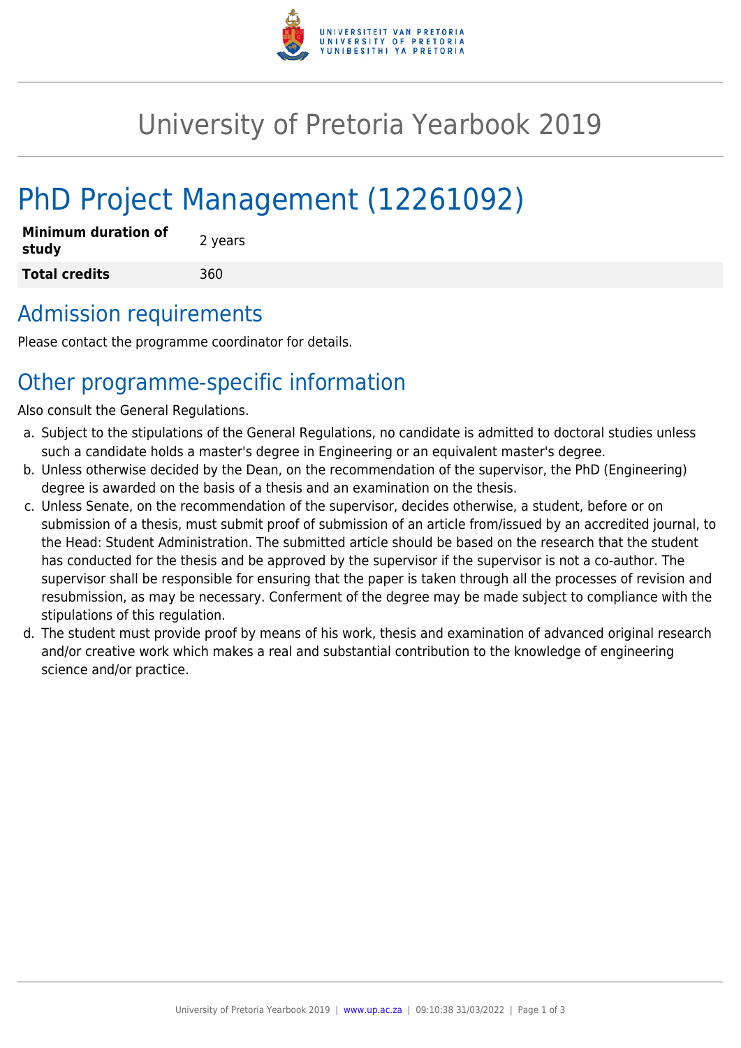# University of Pretoria Yearbook 2019

## PhD Project Management (12261092)

| **Minimum duration of study** | 2 years |
|---|---|
| **Total credits** | 360 |

## Admission requirements

Please contact the programme coordinator for details.

## Other programme-specific information

Also consult the General Regulations.

a. Subject to the stipulations of the General Regulations, no candidate is admitted to doctoral studies unless such a candidate holds a master's degree in Engineering or an equivalent master's degree.

b. Unless otherwise decided by the Dean, on the recommendation of the supervisor, the PhD (Engineering) degree is awarded on the basis of a thesis and an examination on the thesis.

c. Unless Senate, on the recommendation of the supervisor, decides otherwise, a student, before or on submission of a thesis, must submit proof of submission of an article from/issued by an accredited journal, to the Head: Student Administration. The submitted article should be based on the research that the student has conducted for the thesis and be approved by the supervisor if the supervisor is not a co-author. The supervisor shall be responsible for ensuring that the paper is taken through all the processes of revision and resubmission, as may be necessary. Conferment of the degree may be made subject to compliance with the stipulations of this regulation.

d. The student must provide proof by means of his work, thesis and examination of advanced original research and/or creative work which makes a real and substantial contribution to the knowledge of engineering science and/or practice.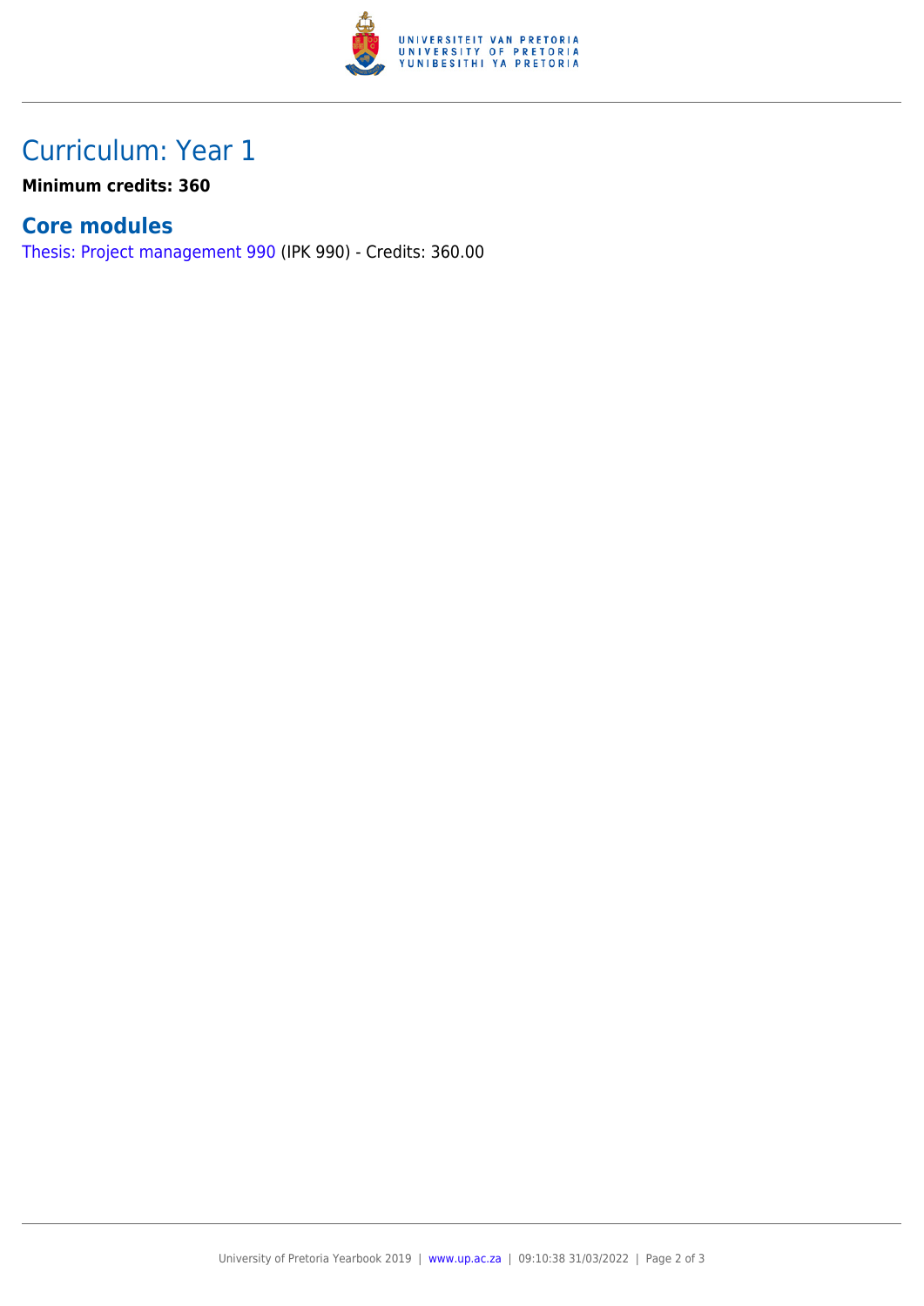# Curriculum: Year 1

**Minimum credits: 360**

## Core modules

Thesis: Project management 990 (IPK 990) - Credits: 360.00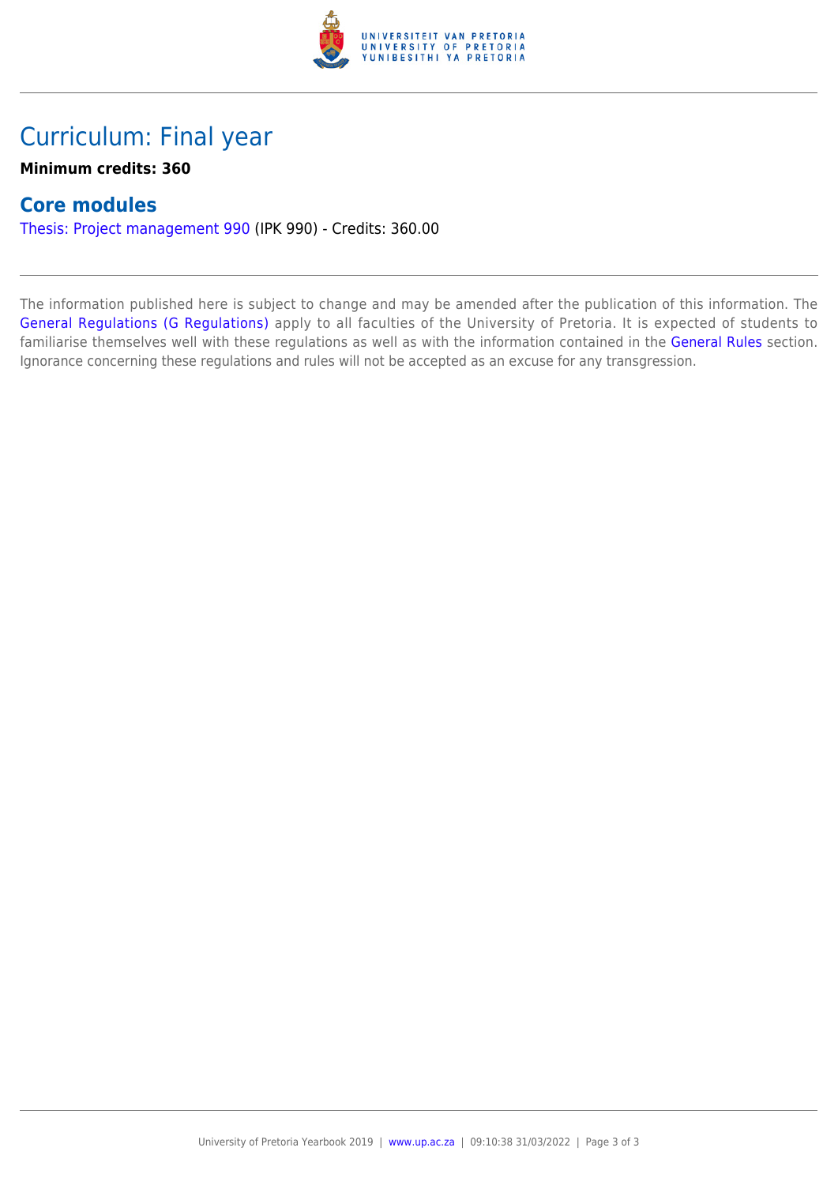## Curriculum: Final year

**Minimum credits: 360**

### Core modules

Thesis: Project management 990 (IPK 990) - Credits: 360.00

The information published here is subject to change and may be amended after the publication of this information. The General Regulations (G Regulations) apply to all faculties of the University of Pretoria. It is expected of students to familiarise themselves well with these regulations as well as with the information contained in the General Rules section. Ignorance concerning these regulations and rules will not be accepted as an excuse for any transgression.